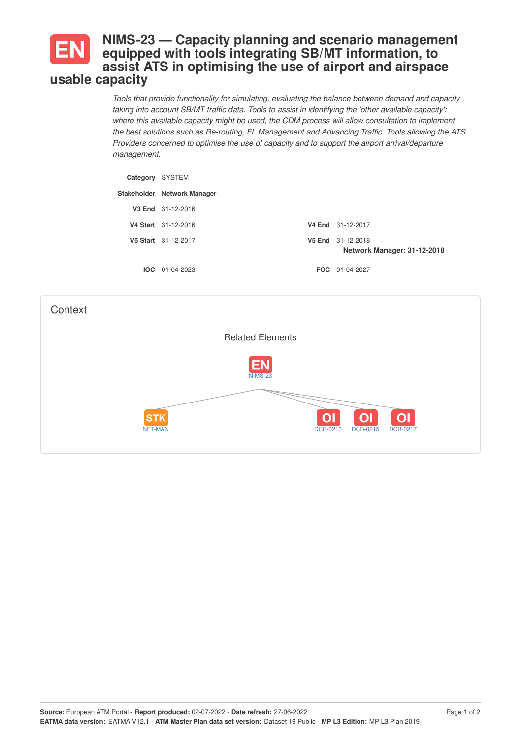# EN NIMS-23 — Capacity planning and scenario management equipped with tools integrating SB/MT information, to assist ATS in optimising the use of airport and airspace usable capacity

*Tools that provide functionality for simulating, evaluating the balance between demand and capacity taking into account SB/MT traffic data. Tools to assist in identifying the 'other available capacity': where this available capacity might be used, the CDM process will allow consultation to implement the best solutions such as Re-routing, FL Management and Advancing Traffic. Tools allowing the ATS Providers concerned to optimise the use of capacity and to support the airport arrival/departure management.*

**Category** SYSTEM

**Stakeholder** **Network Manager**

**V3 End** 31-12-2016

**V4 Start** 31-12-2016 | **V4 End** 31-12-2017

**V5 Start** 31-12-2017 | **V5 End** 31-12-2018
**Network Manager: 31-12-2018**

**IOC** 01-04-2023 | **FOC** 01-04-2027

## Context

Related Elements

EN NIMS-23

STK NET-MAN

OI DCB-0210

OI DCB-0215

OI DCB-0217

**Source:** European ATM Portal - **Report produced:** 02-07-2022 - **Date refresh:** 27-06-2022
**EATMA data version:** EATMA V12.1 - **ATM Master Plan data set version:** Dataset 19 Public - **MP L3 Edition:** MP L3 Plan 2019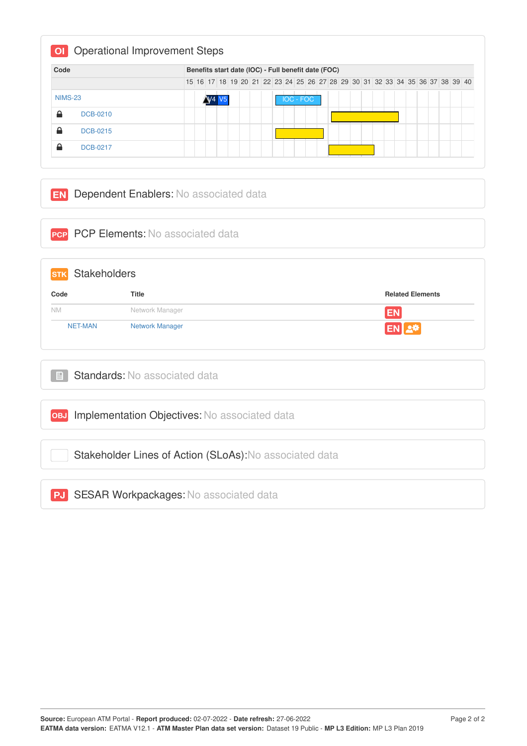## OI Operational Improvement Steps

Code | Benefits start date (IOC) - Full benefit date (FOC)

15 16 17 18 19 20 21 22 23 24 25 26 27 28 29 30 31 32 33 34 35 36 37 38 39 40

NIMS-23 — V4 V5 — IOC - FOC

DCB-0210

DCB-0215

DCB-0217

## EN Dependent Enablers: No associated data

## PCP PCP Elements: No associated data

## STK Stakeholders

| Code | Title | Related Elements |
| --- | --- | --- |
| NM | Network Manager | EN |
| NET-MAN | Network Manager | EN |

## Standards: No associated data

## OBJ Implementation Objectives: No associated data

## Stakeholder Lines of Action (SLoAs): No associated data

## PJ SESAR Workpackages: No associated data

**Source:** European ATM Portal - **Report produced:** 02-07-2022 - **Date refresh:** 27-06-2022
**EATMA data version:** EATMA V12.1 - **ATM Master Plan data set version:** Dataset 19 Public - **MP L3 Edition:** MP L3 Plan 2019